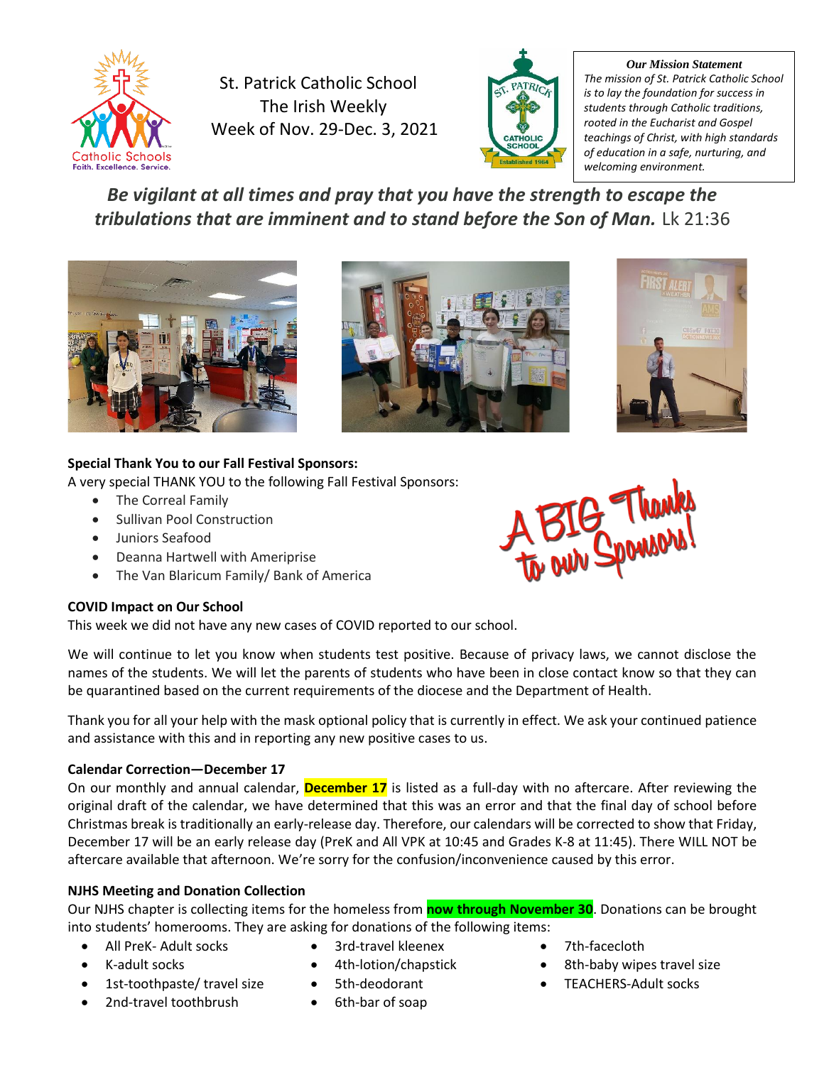# St. Patrick Catholic School
## The Irish Weekly
## Week of Nov. 29-Dec. 3, 2021

***Our Mission Statement***

*The mission of St. Patrick Catholic School is to lay the foundation for success in students through Catholic traditions, rooted in the Eucharist and Gospel teachings of Christ, with high standards of education in a safe, nurturing, and welcoming environment.*

***Be vigilant at all times and pray that you have the strength to escape the tribulations that are imminent and to stand before the Son of Man.*** Lk 21:36

**Special Thank You to our Fall Festival Sponsors:**

A very special THANK YOU to the following Fall Festival Sponsors:

- The Correal Family
- Sullivan Pool Construction
- Juniors Seafood
- Deanna Hartwell with Ameriprise
- The Van Blaricum Family/ Bank of America

A BIG Thanks to our Sponsors!

**COVID Impact on Our School**

This week we did not have any new cases of COVID reported to our school.

We will continue to let you know when students test positive. Because of privacy laws, we cannot disclose the names of the students. We will let the parents of students who have been in close contact know so that they can be quarantined based on the current requirements of the diocese and the Department of Health.

Thank you for all your help with the mask optional policy that is currently in effect. We ask your continued patience and assistance with this and in reporting any new positive cases to us.

**Calendar Correction—December 17**

On our monthly and annual calendar, **December 17** is listed as a full-day with no aftercare. After reviewing the original draft of the calendar, we have determined that this was an error and that the final day of school before Christmas break is traditionally an early-release day. Therefore, our calendars will be corrected to show that Friday, December 17 will be an early release day (PreK and All VPK at 10:45 and Grades K-8 at 11:45). There WILL NOT be aftercare available that afternoon. We're sorry for the confusion/inconvenience caused by this error.

**NJHS Meeting and Donation Collection**

Our NJHS chapter is collecting items for the homeless from **now through November 30**. Donations can be brought into students' homerooms. They are asking for donations of the following items:

- All PreK- Adult socks
- K-adult socks
- 1st-toothpaste/ travel size
- 2nd-travel toothbrush
- 3rd-travel kleenex
- 4th-lotion/chapstick
- 5th-deodorant
- 6th-bar of soap
- 7th-facecloth
- 8th-baby wipes travel size
- TEACHERS-Adult socks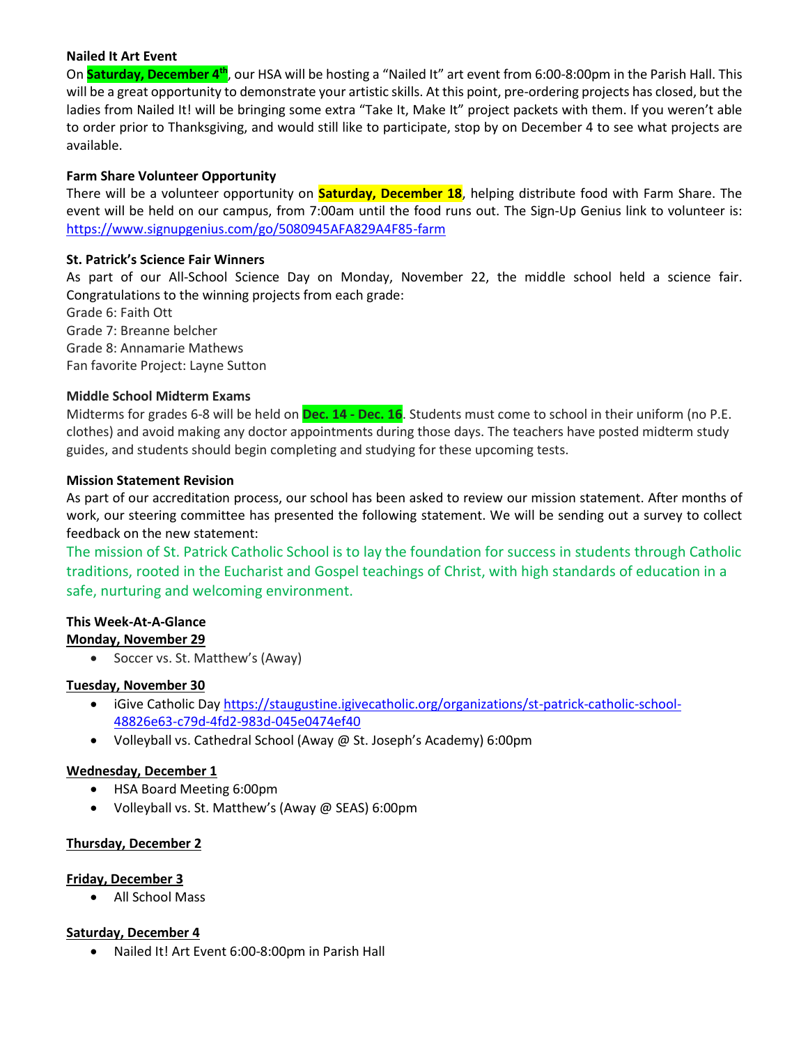**Nailed It Art Event**

On **Saturday, December 4th**, our HSA will be hosting a "Nailed It" art event from 6:00-8:00pm in the Parish Hall. This will be a great opportunity to demonstrate your artistic skills. At this point, pre-ordering projects has closed, but the ladies from Nailed It! will be bringing some extra "Take It, Make It" project packets with them. If you weren't able to order prior to Thanksgiving, and would still like to participate, stop by on December 4 to see what projects are available.

**Farm Share Volunteer Opportunity**

There will be a volunteer opportunity on **Saturday, December 18**, helping distribute food with Farm Share. The event will be held on our campus, from 7:00am until the food runs out. The Sign-Up Genius link to volunteer is: https://www.signupgenius.com/go/5080945AFA829A4F85-farm

**St. Patrick's Science Fair Winners**

As part of our All-School Science Day on Monday, November 22, the middle school held a science fair. Congratulations to the winning projects from each grade:

Grade 6: Faith Ott
Grade 7: Breanne belcher
Grade 8: Annamarie Mathews
Fan favorite Project: Layne Sutton

**Middle School Midterm Exams**

Midterms for grades 6-8 will be held on **Dec. 14 - Dec. 16**. Students must come to school in their uniform (no P.E. clothes) and avoid making any doctor appointments during those days. The teachers have posted midterm study guides, and students should begin completing and studying for these upcoming tests.

**Mission Statement Revision**

As part of our accreditation process, our school has been asked to review our mission statement. After months of work, our steering committee has presented the following statement. We will be sending out a survey to collect feedback on the new statement:

The mission of St. Patrick Catholic School is to lay the foundation for success in students through Catholic traditions, rooted in the Eucharist and Gospel teachings of Christ, with high standards of education in a safe, nurturing and welcoming environment.

**This Week-At-A-Glance**

**Monday, November 29**

- Soccer vs. St. Matthew's (Away)

**Tuesday, November 30**

- iGive Catholic Day https://staugustine.igivecatholic.org/organizations/st-patrick-catholic-school-48826e63-c79d-4fd2-983d-045e0474ef40
- Volleyball vs. Cathedral School (Away @ St. Joseph's Academy) 6:00pm

**Wednesday, December 1**

- HSA Board Meeting 6:00pm
- Volleyball vs. St. Matthew's (Away @ SEAS) 6:00pm

**Thursday, December 2**

**Friday, December 3**

- All School Mass

**Saturday, December 4**

- Nailed It! Art Event 6:00-8:00pm in Parish Hall